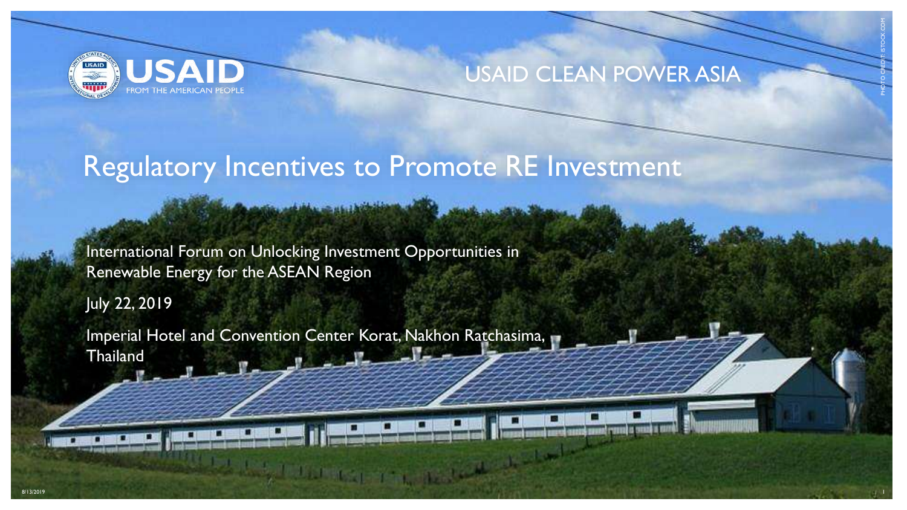USAID
FROM THE AMERICAN PEOPLE

USAID CLEAN POWER ASIA

# Regulatory Incentives to Promote RE Investment

International Forum on Unlocking Investment Opportunities in Renewable Energy for the ASEAN Region

July 22, 2019

Imperial Hotel and Convention Center Korat, Nakhon Ratchasima, Thailand

PHOTO CREDIT: ISTOCK.COM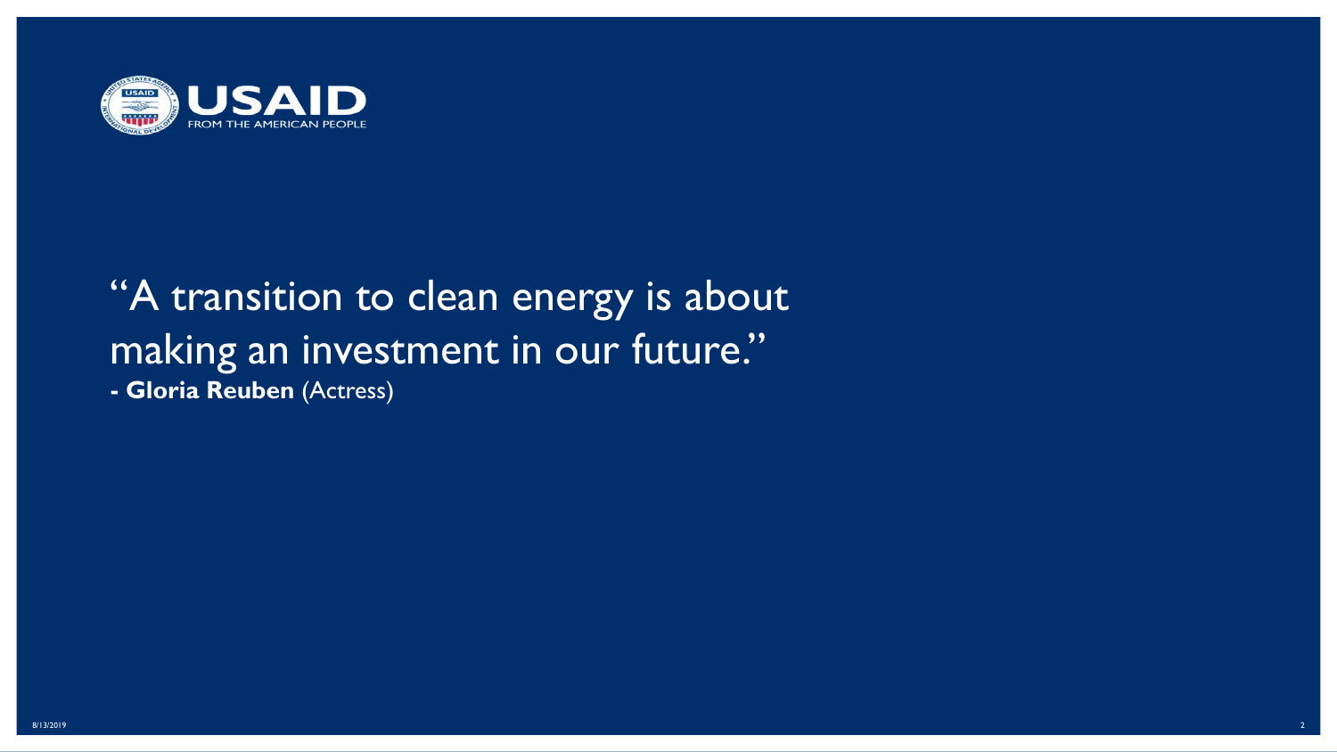USAID
FROM THE AMERICAN PEOPLE

"A transition to clean energy is about making an investment in our future."
**- Gloria Reuben** (Actress)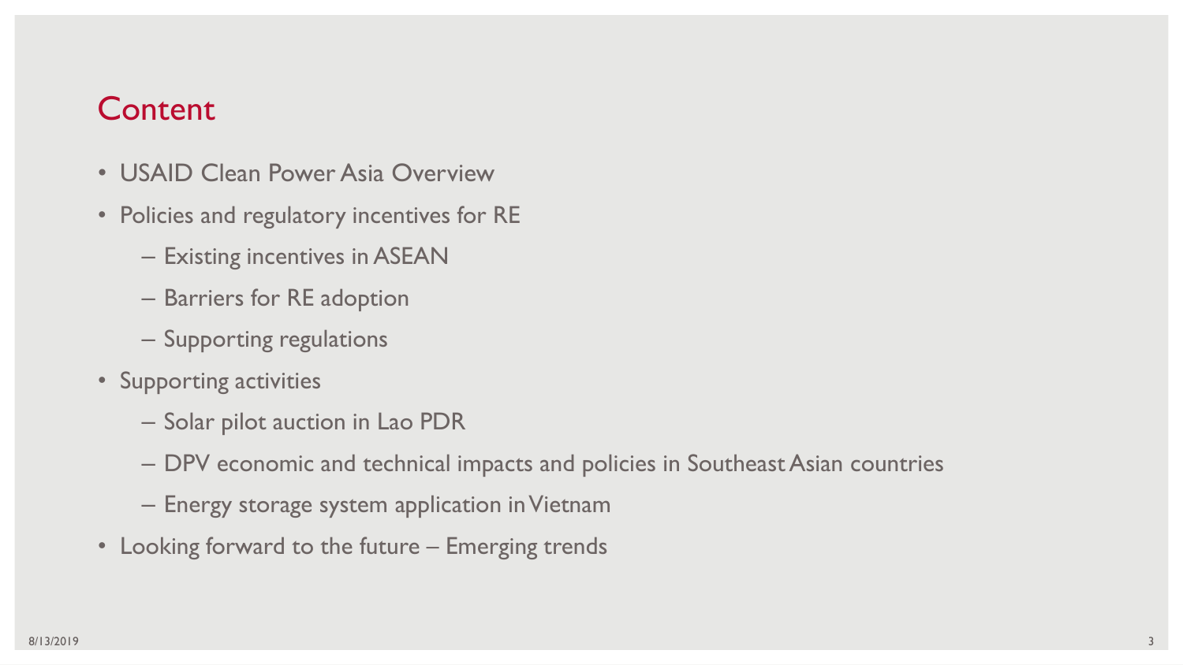# Content

- USAID Clean Power Asia Overview
- Policies and regulatory incentives for RE
  - Existing incentives in ASEAN
  - Barriers for RE adoption
  - Supporting regulations
- Supporting activities
  - Solar pilot auction in Lao PDR
  - DPV economic and technical impacts and policies in Southeast Asian countries
  - Energy storage system application in Vietnam
- Looking forward to the future – Emerging trends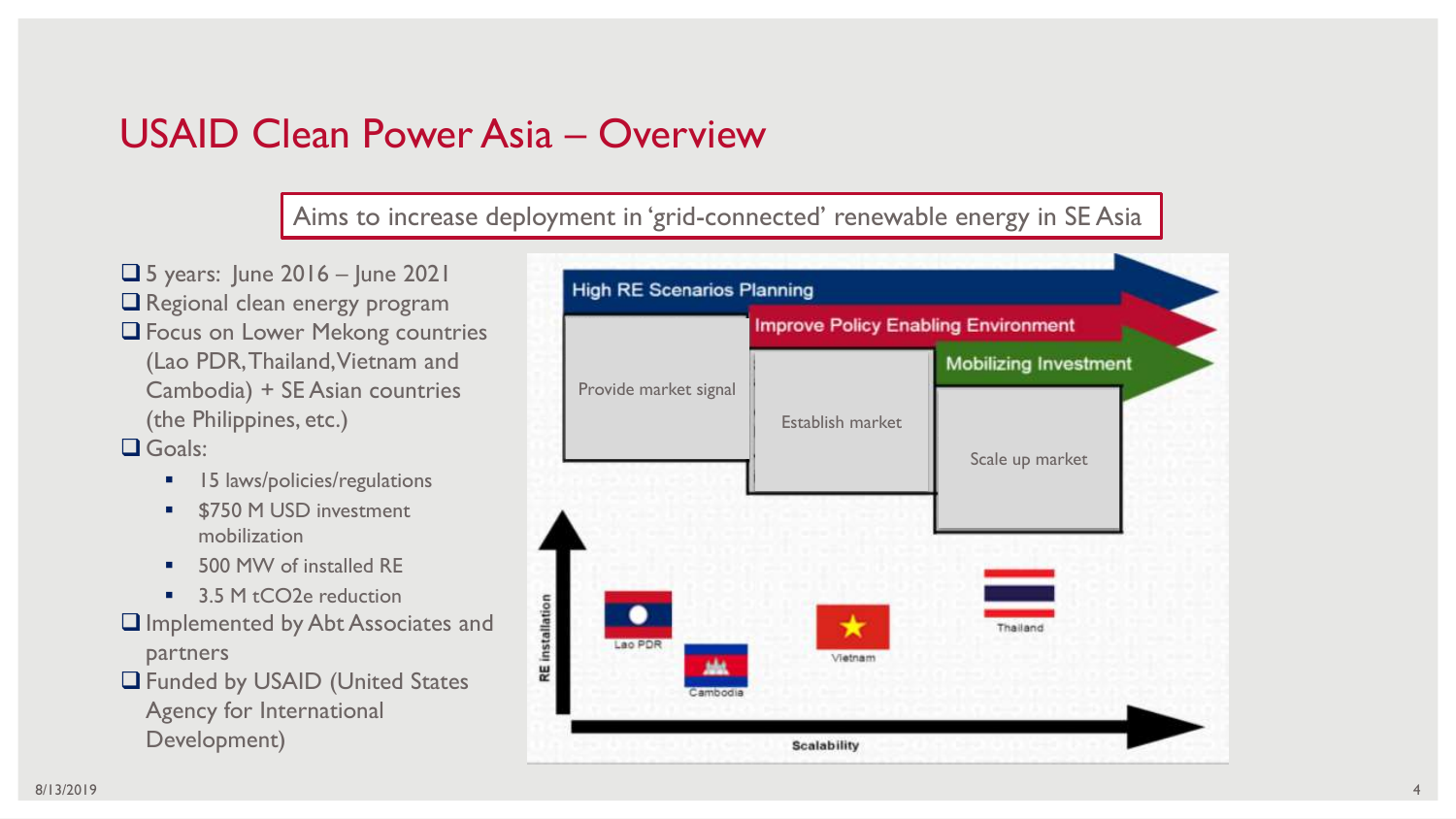# USAID Clean Power Asia – Overview

Aims to increase deployment in 'grid-connected' renewable energy in SE Asia

- 5 years: June 2016 – June 2021
- Regional clean energy program
- Focus on Lower Mekong countries (Lao PDR, Thailand, Vietnam and Cambodia) + SE Asian countries (the Philippines, etc.)
- Goals:
  - 15 laws/policies/regulations
  - $750 M USD investment mobilization
  - 500 MW of installed RE
  - 3.5 M tCO2e reduction
- Implemented by Abt Associates and partners
- Funded by USAID (United States Agency for International Development)

High RE Scenarios Planning

Improve Policy Enabling Environment

Mobilizing Investment

Provide market signal

Establish market

Scale up market

RE installation

Scalability

Lao PDR

Cambodia

Vietnam

Thailand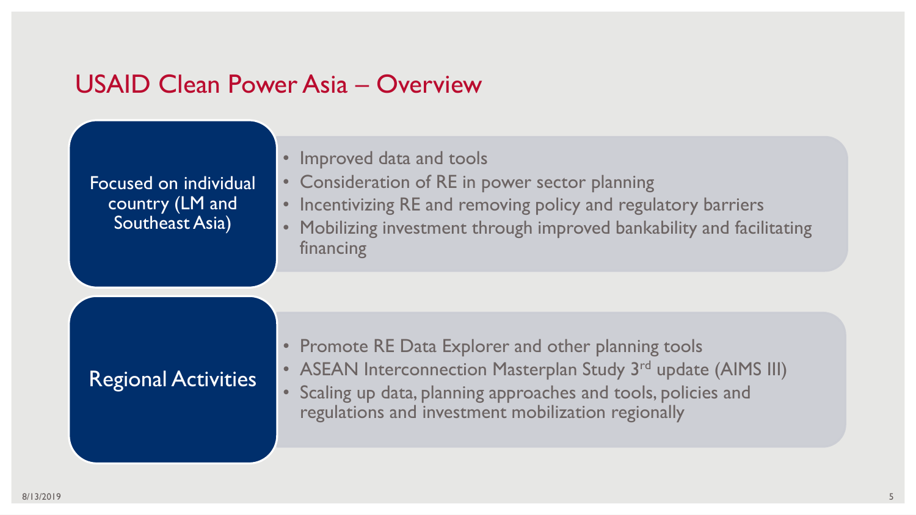# USAID Clean Power Asia – Overview

## Focused on individual country (LM and Southeast Asia)

- Improved data and tools
- Consideration of RE in power sector planning
- Incentivizing RE and removing policy and regulatory barriers
- Mobilizing investment through improved bankability and facilitating financing

## Regional Activities

- Promote RE Data Explorer and other planning tools
- ASEAN Interconnection Masterplan Study 3rd update (AIMS III)
- Scaling up data, planning approaches and tools, policies and regulations and investment mobilization regionally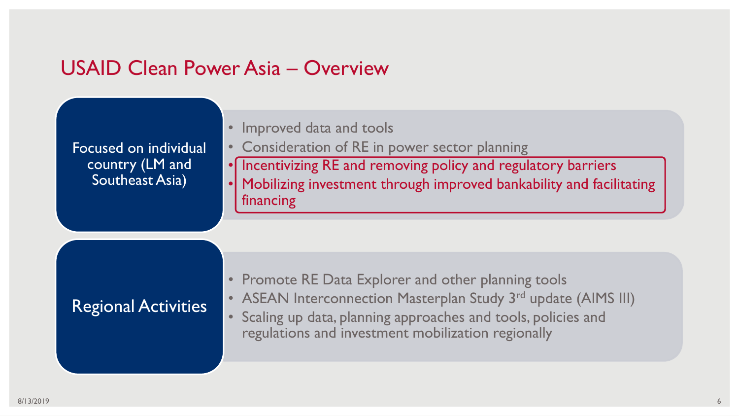# USAID Clean Power Asia – Overview

## Focused on individual country (LM and Southeast Asia)

- Improved data and tools
- Consideration of RE in power sector planning
- Incentivizing RE and removing policy and regulatory barriers
- Mobilizing investment through improved bankability and facilitating financing

## Regional Activities

- Promote RE Data Explorer and other planning tools
- ASEAN Interconnection Masterplan Study 3rd update (AIMS III)
- Scaling up data, planning approaches and tools, policies and regulations and investment mobilization regionally

8/13/2019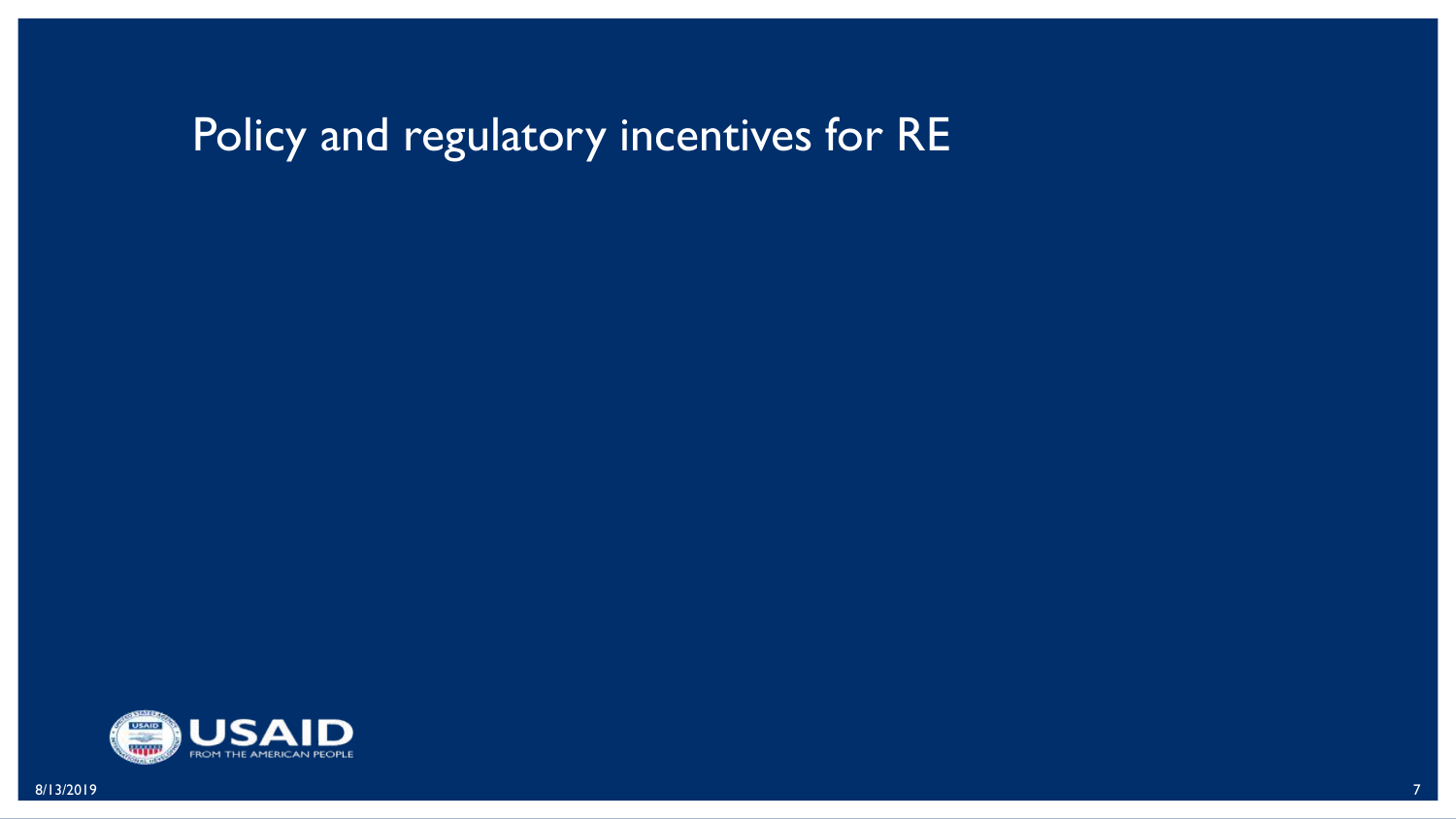# Policy and regulatory incentives for RE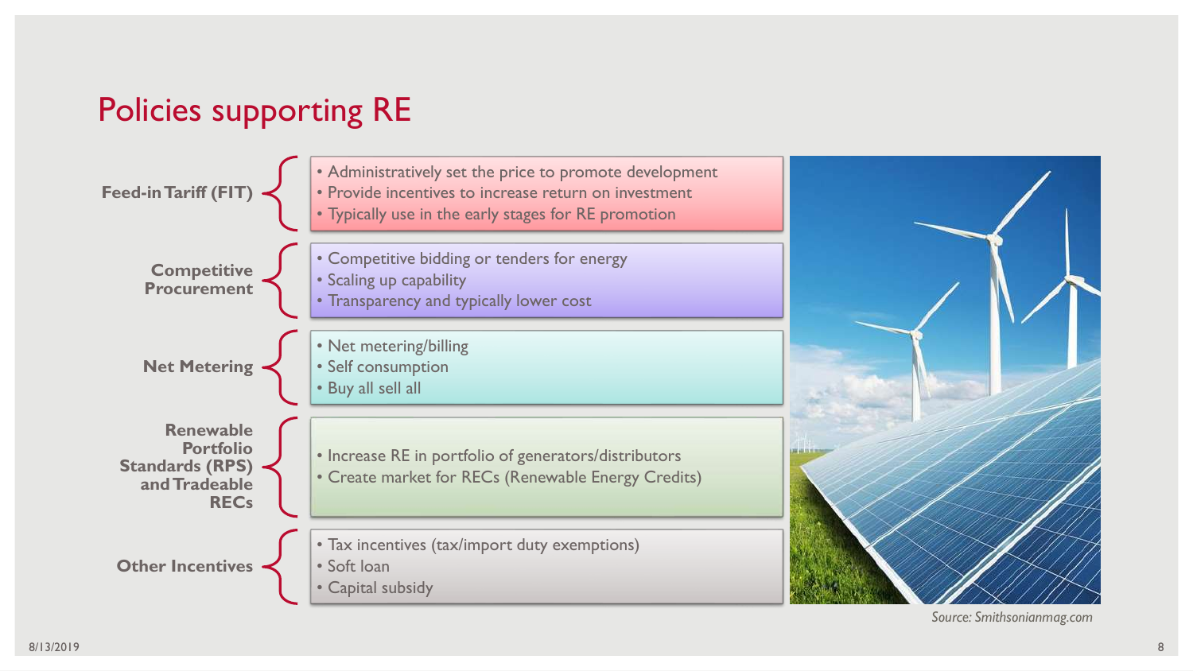# Policies supporting RE

**Feed-in Tariff (FIT)**
- Administratively set the price to promote development
- Provide incentives to increase return on investment
- Typically use in the early stages for RE promotion

**Competitive Procurement**
- Competitive bidding or tenders for energy
- Scaling up capability
- Transparency and typically lower cost

**Net Metering**
- Net metering/billing
- Self consumption
- Buy all sell all

**Renewable Portfolio Standards (RPS) and Tradeable RECs**
- Increase RE in portfolio of generators/distributors
- Create market for RECs (Renewable Energy Credits)

**Other Incentives**
- Tax incentives (tax/import duty exemptions)
- Soft loan
- Capital subsidy

*Source: Smithsonianmag.com*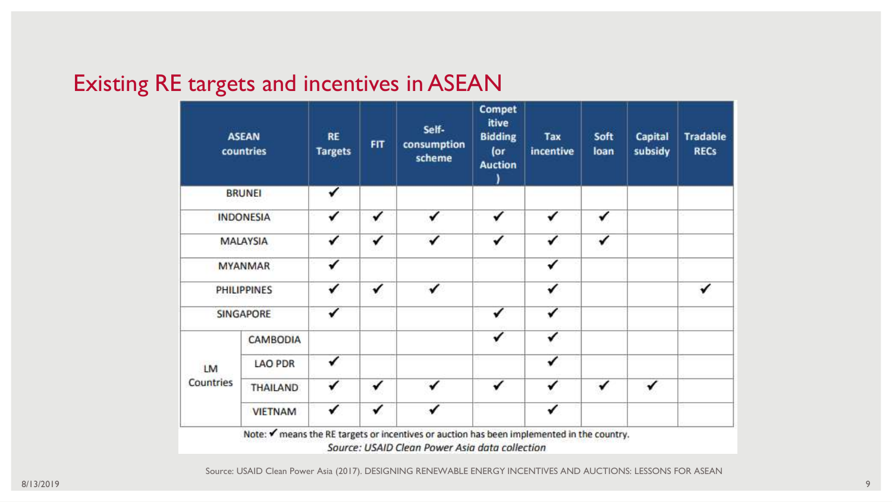# Existing RE targets and incentives in ASEAN

| ASEAN countries | | RE Targets | FIT | Self-consumption scheme | Competitive Bidding (or Auction) | Tax incentive | Soft loan | Capital subsidy | Tradable RECs |
|---|---|---|---|---|---|---|---|---|---|
| BRUNEI | | ✔ | | | | | | | |
| INDONESIA | | ✔ | ✔ | ✔ | ✔ | ✔ | ✔ | | |
| MALAYSIA | | ✔ | ✔ | ✔ | ✔ | ✔ | ✔ | | |
| MYANMAR | | ✔ | | | | ✔ | | | |
| PHILIPPINES | | ✔ | ✔ | ✔ | | ✔ | | | ✔ |
| SINGAPORE | | ✔ | | | ✔ | ✔ | | | |
| LM Countries | CAMBODIA | | | | ✔ | ✔ | | | |
| | LAO PDR | ✔ | | | | ✔ | | | |
| | THAILAND | ✔ | ✔ | ✔ | ✔ | ✔ | ✔ | ✔ | |
| | VIETNAM | ✔ | ✔ | ✔ | | ✔ | | | |

Note: ✔ means the RE targets or incentives or auction has been implemented in the country.

*Source: USAID Clean Power Asia data collection*

Source: USAID Clean Power Asia (2017). DESIGNING RENEWABLE ENERGY INCENTIVES AND AUCTIONS: LESSONS FOR ASEAN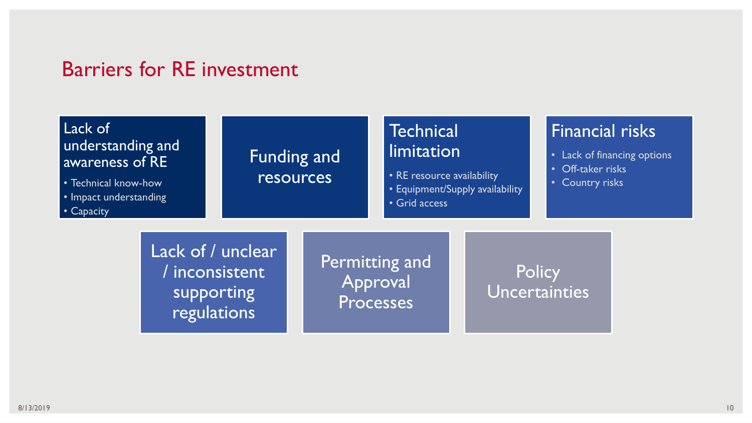# Barriers for RE investment

### Lack of understanding and awareness of RE

- Technical know-how
- Impact understanding
- Capacity

### Funding and resources

### Technical limitation

- RE resource availability
- Equipment/Supply availability
- Grid access

### Financial risks

- Lack of financing options
- Off-taker risks
- Country risks

### Lack of / unclear / inconsistent supporting regulations

### Permitting and Approval Processes

### Policy Uncertainties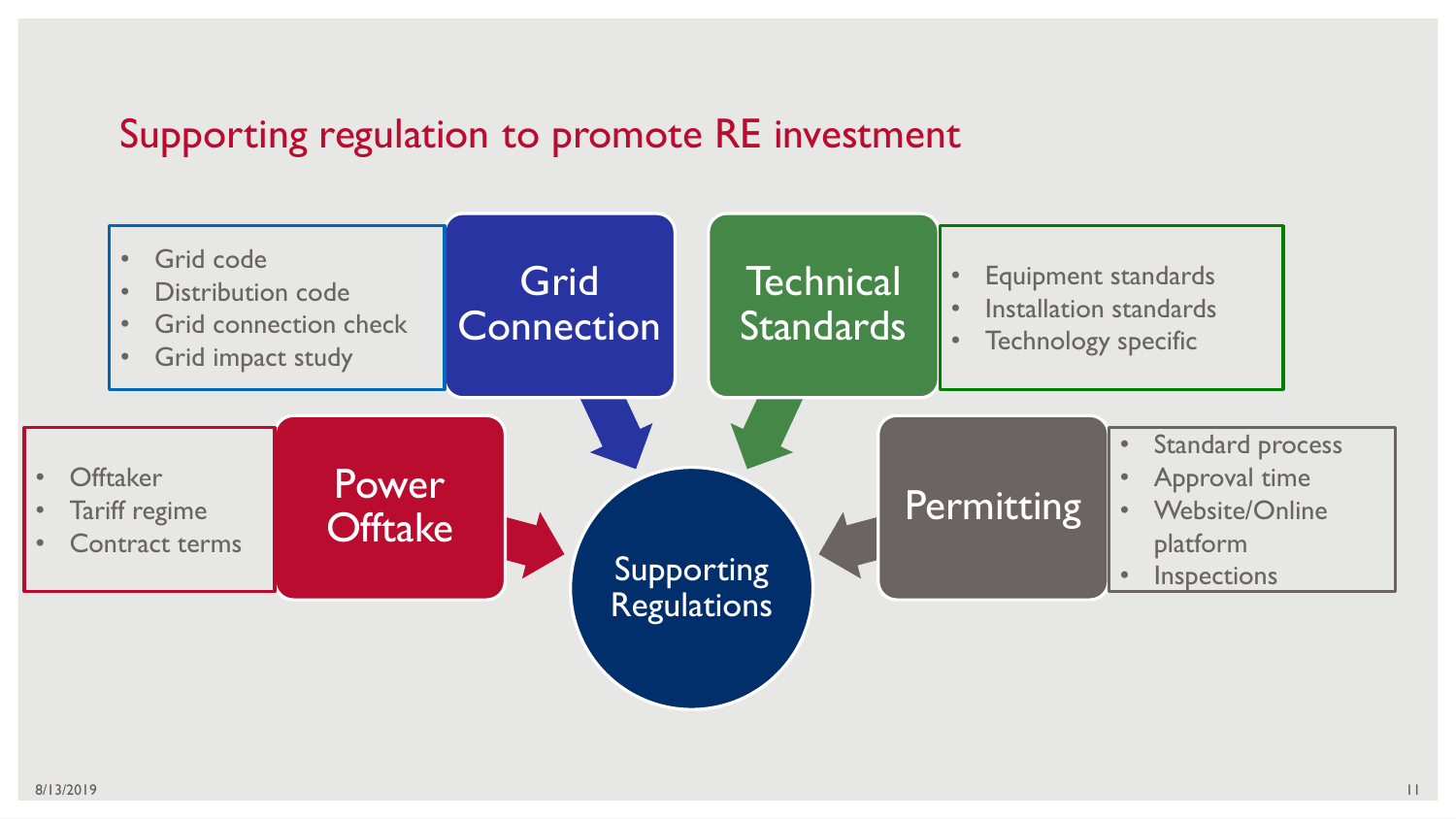# Supporting regulation to promote RE investment

## Supporting Regulations

### Grid Connection

- Grid code
- Distribution code
- Grid connection check
- Grid impact study

### Technical Standards

- Equipment standards
- Installation standards
- Technology specific

### Power Offtake

- Offtaker
- Tariff regime
- Contract terms

### Permitting

- Standard process
- Approval time
- Website/Online platform
- Inspections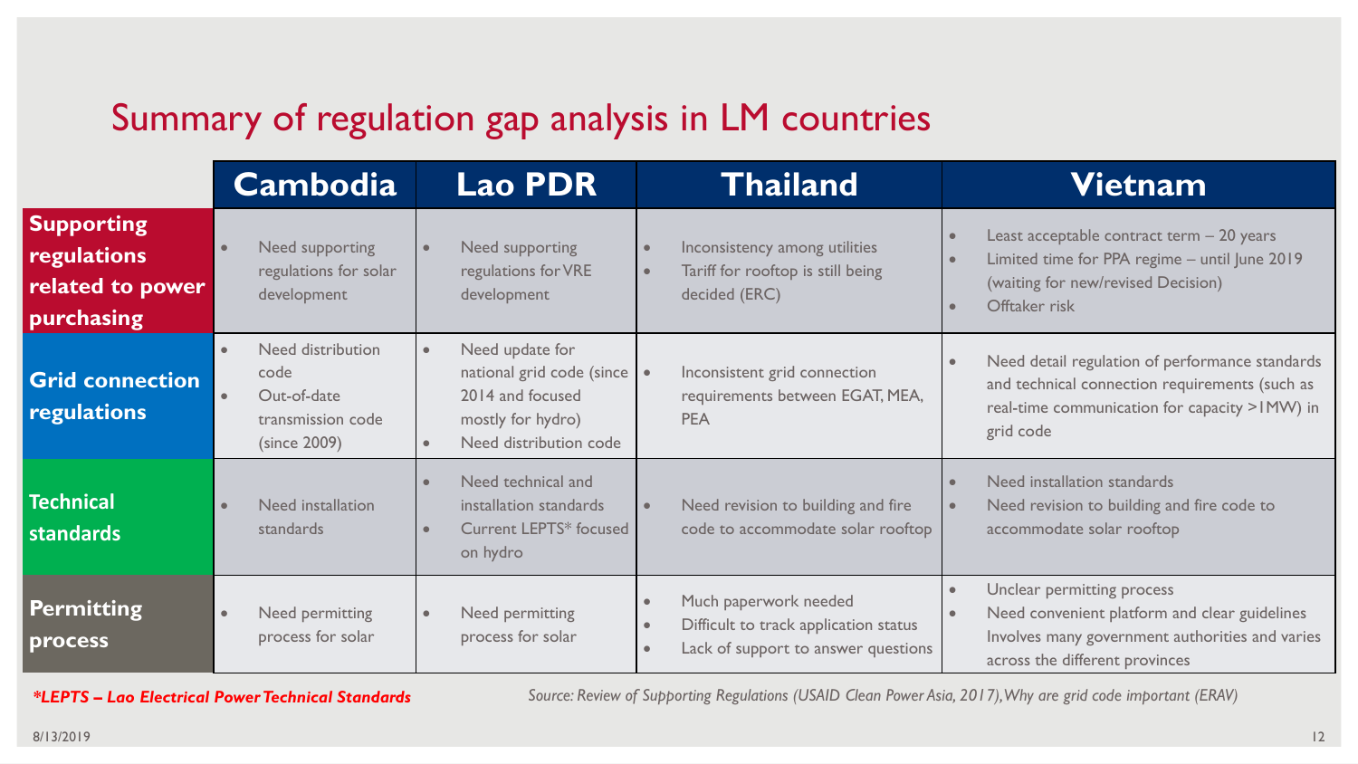# Summary of regulation gap analysis in LM countries

| | Cambodia | Lao PDR | Thailand | Vietnam |
|---|---|---|---|---|
| **Supporting regulations related to power purchasing** | • Need supporting regulations for solar development | • Need supporting regulations for VRE development | • Inconsistency among utilities<br>• Tariff for rooftop is still being decided (ERC) | • Least acceptable contract term – 20 years<br>• Limited time for PPA regime – until June 2019 (waiting for new/revised Decision)<br>• Offtaker risk |
| **Grid connection regulations** | • Need distribution code<br>• Out-of-date transmission code (since 2009) | • Need update for national grid code (since 2014 and focused mostly for hydro)<br>• Need distribution code | • Inconsistent grid connection requirements between EGAT, MEA, PEA | • Need detail regulation of performance standards and technical connection requirements (such as real-time communication for capacity >1MW) in grid code |
| **Technical standards** | • Need installation standards | • Need technical and installation standards<br>• Current LEPTS* focused on hydro | • Need revision to building and fire code to accommodate solar rooftop | • Need installation standards<br>• Need revision to building and fire code to accommodate solar rooftop |
| **Permitting process** | • Need permitting process for solar | • Need permitting process for solar | • Much paperwork needed<br>• Difficult to track application status<br>• Lack of support to answer questions | • Unclear permitting process<br>• Need convenient platform and clear guidelines<br>Involves many government authorities and varies across the different provinces |

***LEPTS – Lao Electrical Power Technical Standards***

*Source: Review of Supporting Regulations (USAID Clean Power Asia, 2017), Why are grid code important (ERAV)*

8/13/2019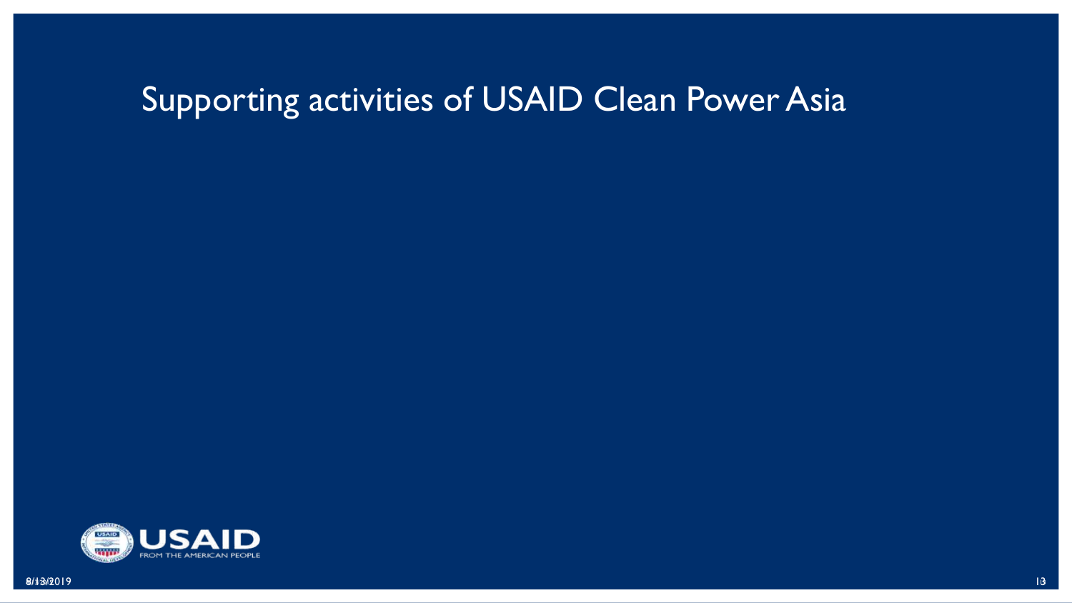# Supporting activities of USAID Clean Power Asia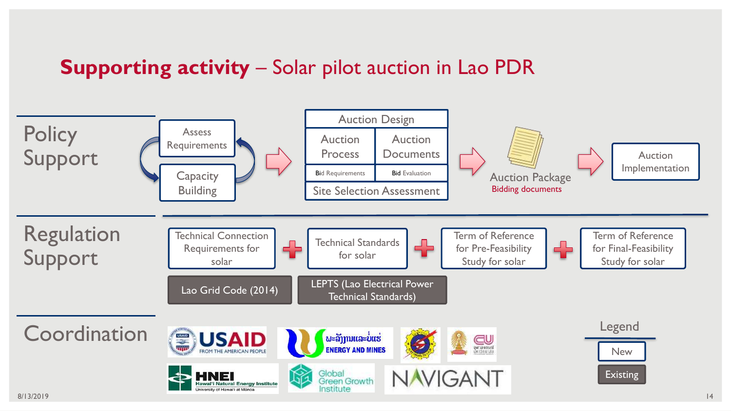# **Supporting activity** – Solar pilot auction in Lao PDR

## Policy Support

- Assess Requirements
- Capacity Building

→ **Auction Design**
- Auction Process
- Auction Documents
- **Bid** Requirements
- **Bid** Evaluation
- Site Selection Assessment

→ Auction Package
Bidding documents

→ Auction Implementation

## Regulation Support

Technical Connection Requirements for solar + Technical Standards for solar + Term of Reference for Pre-Feasibility Study for solar + Term of Reference for Final-Feasibility Study for solar

- Lao Grid Code (2014)
- LEPTS (Lao Electrical Power Technical Standards)

## Coordination

USAID FROM THE AMERICAN PEOPLE

ພະລັງງານແລະບໍ່ແຮ່ ENERGY AND MINES

CU

HNEI Hawai'i Natural Energy Institute University of Hawai'i at Mānoa

Global Green Growth Institute

NAVIGANT

**Legend**
- New
- Existing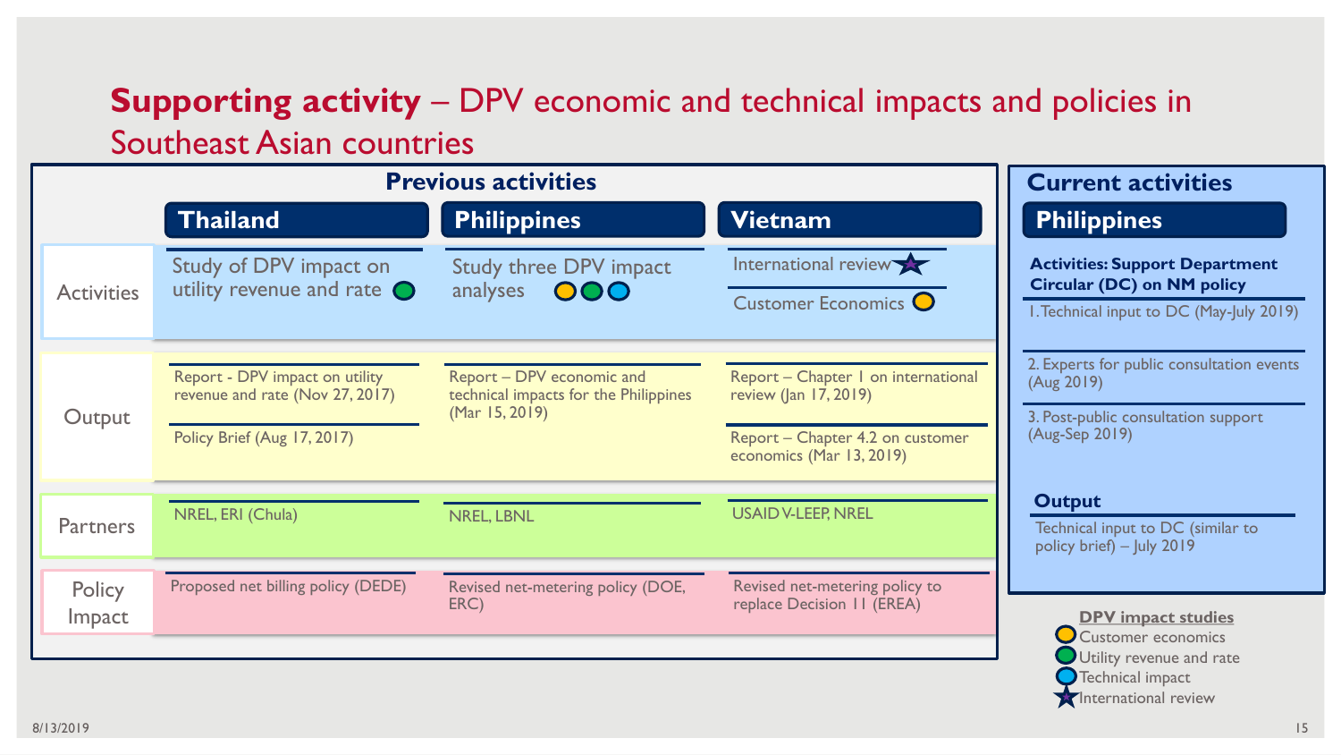# **Supporting activity** – DPV economic and technical impacts and policies in Southeast Asian countries

## Previous activities

| | Thailand | Philippines | Vietnam |
|---|---|---|---|
| Activities | Study of DPV impact on utility revenue and rate (Utility revenue and rate) | Study three DPV impact analyses (Customer economics, Utility revenue and rate, Technical impact) | International review (International review)<br>Customer Economics (Customer economics) |
| Output | Report - DPV impact on utility revenue and rate (Nov 27, 2017)<br>Policy Brief (Aug 17, 2017) | Report – DPV economic and technical impacts for the Philippines (Mar 15, 2019) | Report – Chapter 1 on international review (Jan 17, 2019)<br>Report – Chapter 4.2 on customer economics (Mar 13, 2019) |
| Partners | NREL, ERI (Chula) | NREL, LBNL | USAID V-LEEP, NREL |
| Policy Impact | Proposed net billing policy (DEDE) | Revised net-metering policy (DOE, ERC) | Revised net-metering policy to replace Decision 11 (EREA) |

## Current activities

### Philippines

**Activities: Support Department Circular (DC) on NM policy**

1. Technical input to DC (May-July 2019)
2. Experts for public consultation events (Aug 2019)
3. Post-public consultation support (Aug-Sep 2019)

**Output**

Technical input to DC (similar to policy brief) – July 2019

**DPV impact studies**

- Customer economics
- Utility revenue and rate
- Technical impact
- International review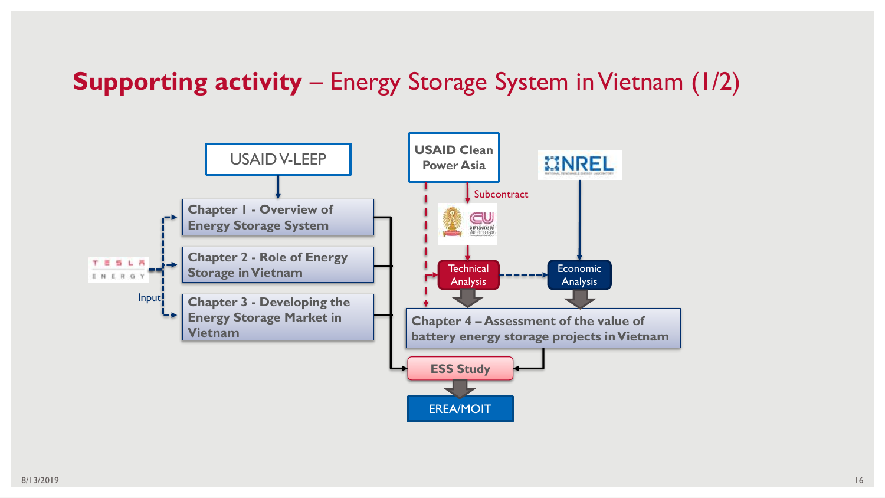# Supporting activity – Energy Storage System in Vietnam (1/2)

USAID V-LEEP

- Chapter 1 - Overview of Energy Storage System
- Chapter 2 - Role of Energy Storage in Vietnam
- Chapter 3 - Developing the Energy Storage Market in Vietnam

TESLA ENERGY

Input

USAID Clean Power Asia

Subcontract

NREL

Technical Analysis

Economic Analysis

Chapter 4 – Assessment of the value of battery energy storage projects in Vietnam

ESS Study

EREA/MOIT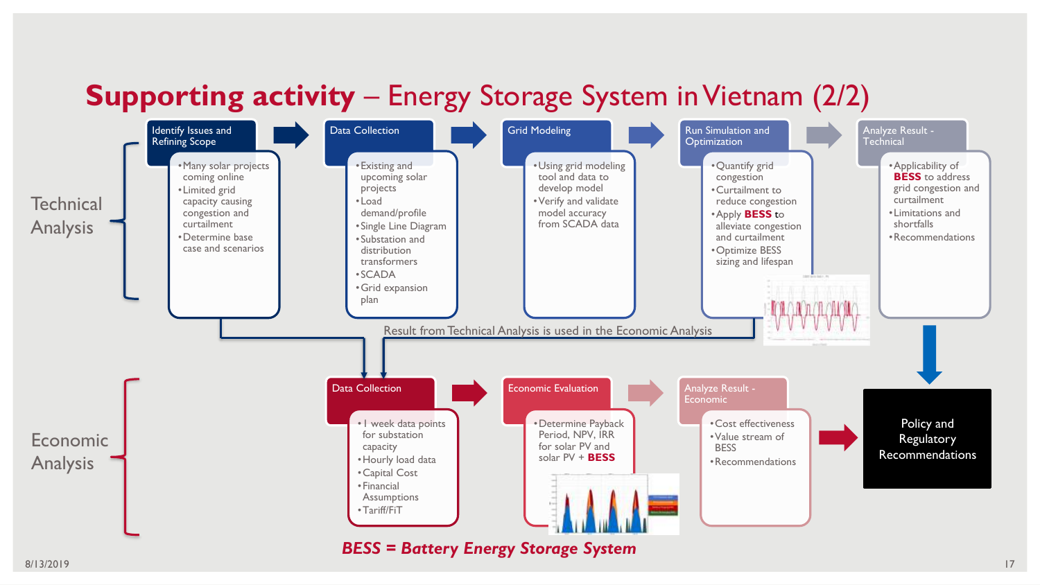# **Supporting activity** – Energy Storage System in Vietnam (2/2)

## Technical Analysis

**Identify Issues and Refining Scope**
- Many solar projects coming online
- Limited grid capacity causing congestion and curtailment
- Determine base case and scenarios

**Data Collection**
- Existing and upcoming solar projects
- Load demand/profile
- Single Line Diagram
- Substation and distribution transformers
- SCADA
- Grid expansion plan

**Grid Modeling**
- Using grid modeling tool and data to develop model
- Verify and validate model accuracy from SCADA data

**Run Simulation and Optimization**
- Quantify grid congestion
- Curtailment to reduce congestion
- Apply **BESS** to alleviate congestion and curtailment
- Optimize BESS sizing and lifespan

**Analyze Result - Technical**
- Applicability of **BESS** to address grid congestion and curtailment
- Limitations and shortfalls
- Recommendations

Result from Technical Analysis is used in the Economic Analysis

## Economic Analysis

**Data Collection**
- 1 week data points for substation capacity
- Hourly load data
- Capital Cost
- Financial Assumptions
- Tariff/FiT

**Economic Evaluation**
- Determine Payback Period, NPV, IRR for solar PV and solar PV + **BESS**

**Analyze Result - Economic**
- Cost effectiveness
- Value stream of BESS
- Recommendations

**Policy and Regulatory Recommendations**

***BESS = Battery Energy Storage System***

8/13/2019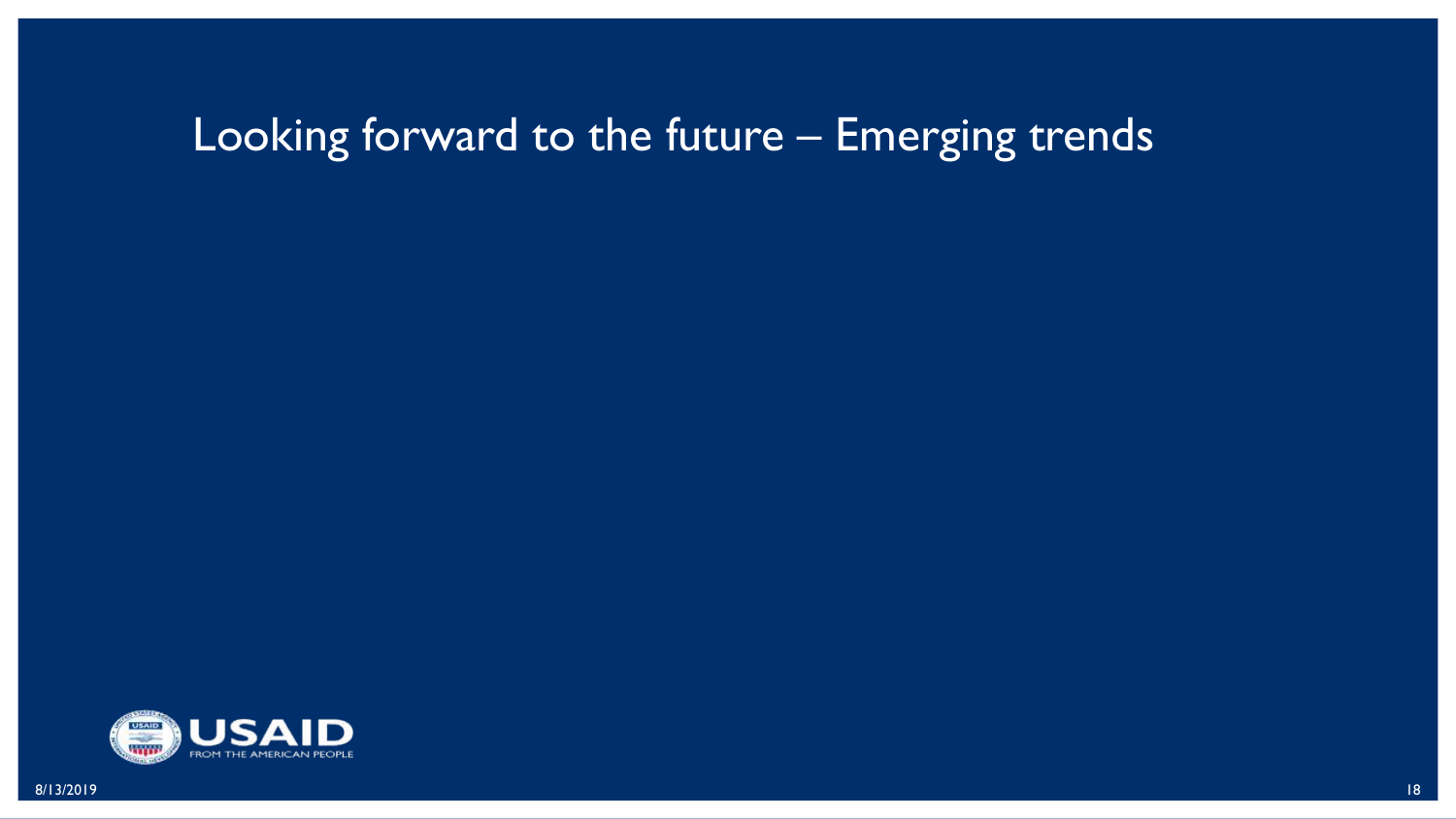# Looking forward to the future – Emerging trends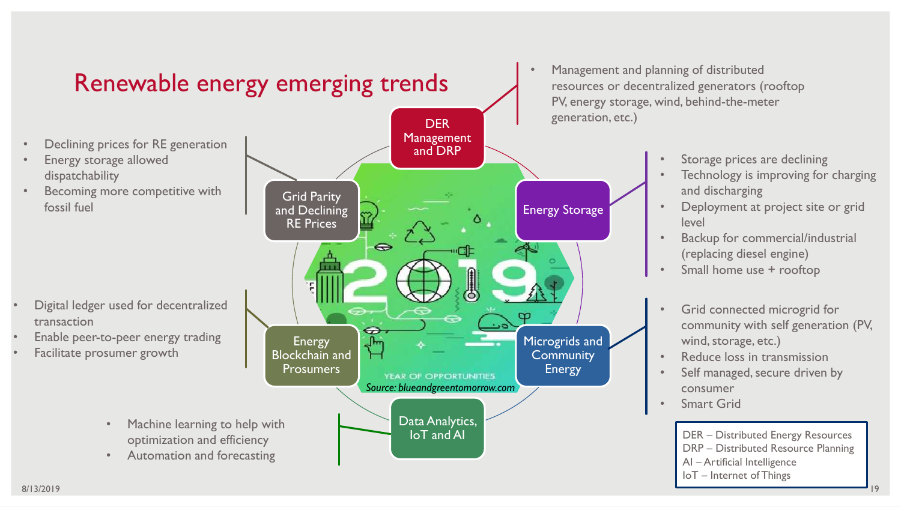# Renewable energy emerging trends

## DER Management and DRP

- Management and planning of distributed resources or decentralized generators (rooftop PV, energy storage, wind, behind-the-meter generation, etc.)

## Energy Storage

- Storage prices are declining
- Technology is improving for charging and discharging
- Deployment at project site or grid level
- Backup for commercial/industrial (replacing diesel engine)
- Small home use + rooftop

## Microgrids and Community Energy

- Grid connected microgrid for community with self generation (PV, wind, storage, etc.)
- Reduce loss in transmission
- Self managed, secure driven by consumer
- Smart Grid

## Data Analytics, IoT and AI

- Machine learning to help with optimization and efficiency
- Automation and forecasting

## Energy Blockchain and Prosumers

- Digital ledger used for decentralized transaction
- Enable peer-to-peer energy trading
- Facilitate prosumer growth

## Grid Parity and Declining RE Prices

- Declining prices for RE generation
- Energy storage allowed dispatchability
- Becoming more competitive with fossil fuel

2019 — YEAR OF OPPORTUNITIES

*Source: blueandgreentomorrow.com*

DER – Distributed Energy Resources
DRP – Distributed Resource Planning
AI – Artificial Intelligence
IoT – Internet of Things

8/13/2019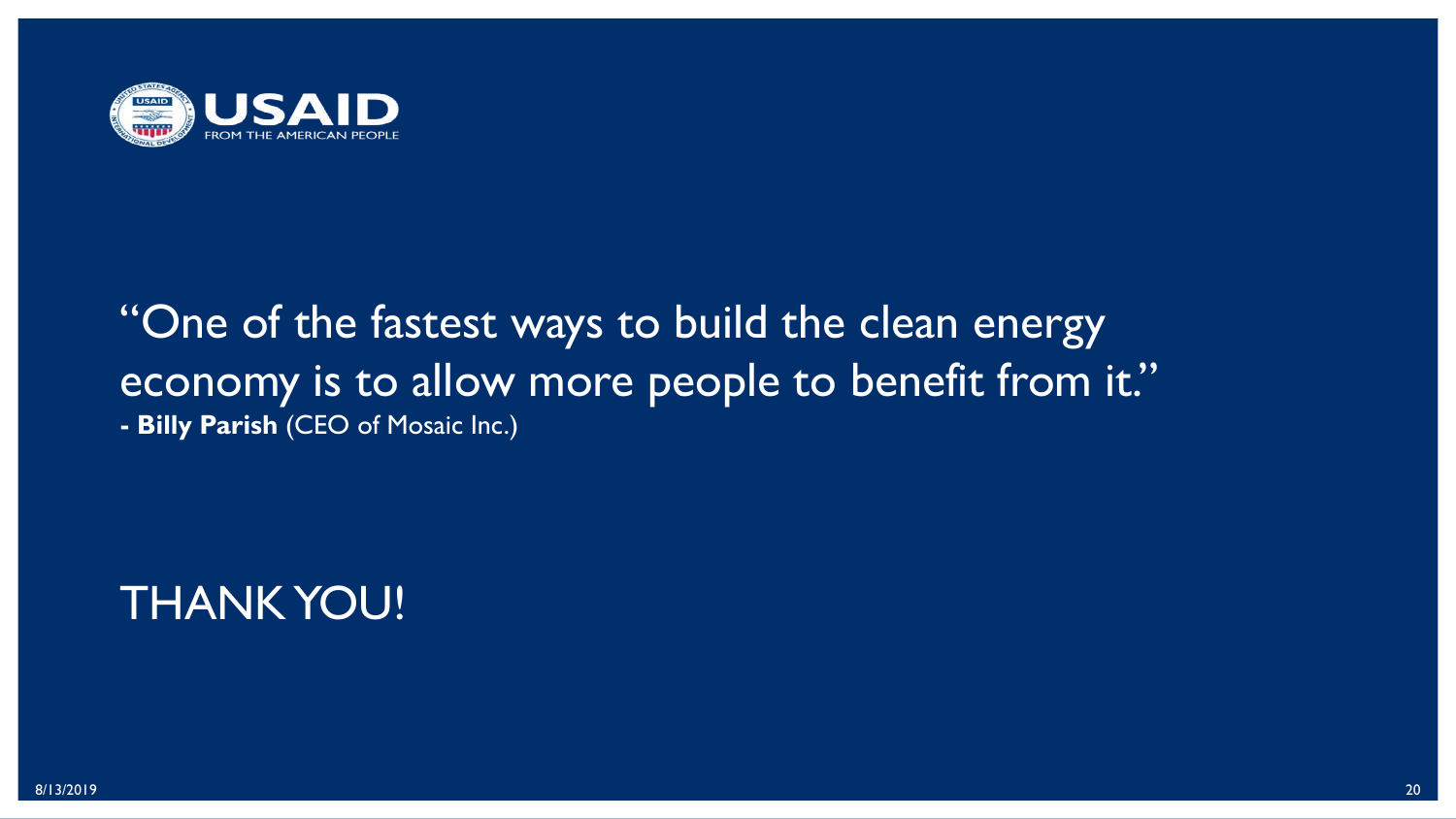"One of the fastest ways to build the clean energy economy is to allow more people to benefit from it."
- **Billy Parish** (CEO of Mosaic Inc.)

# THANK YOU!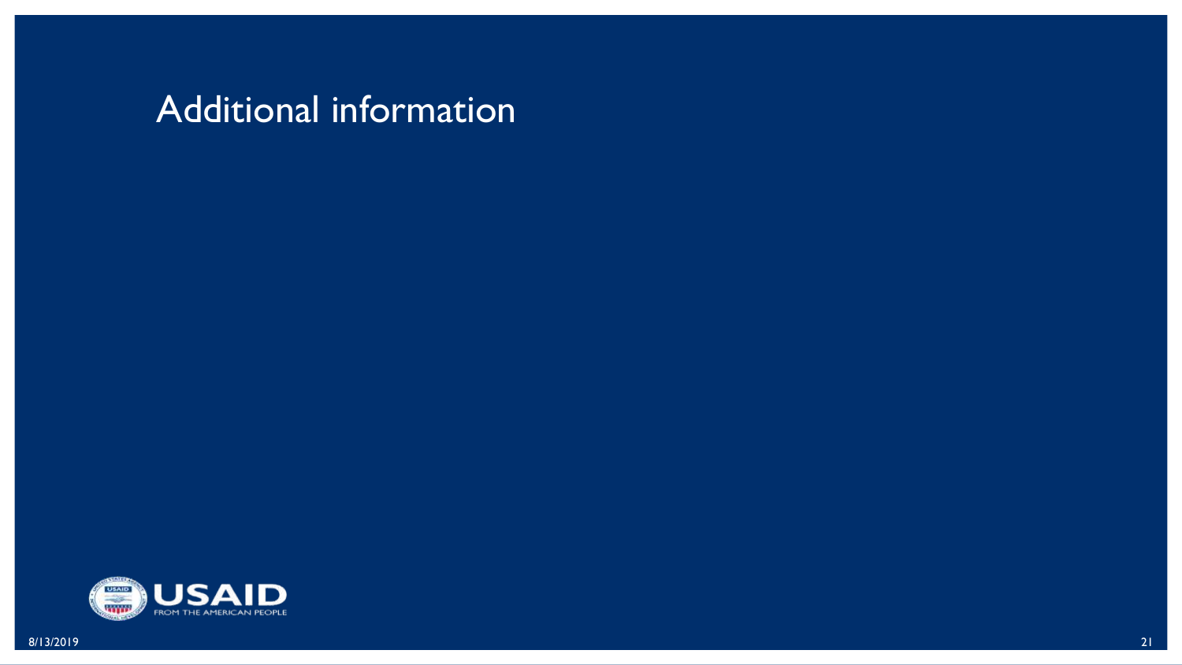# Additional information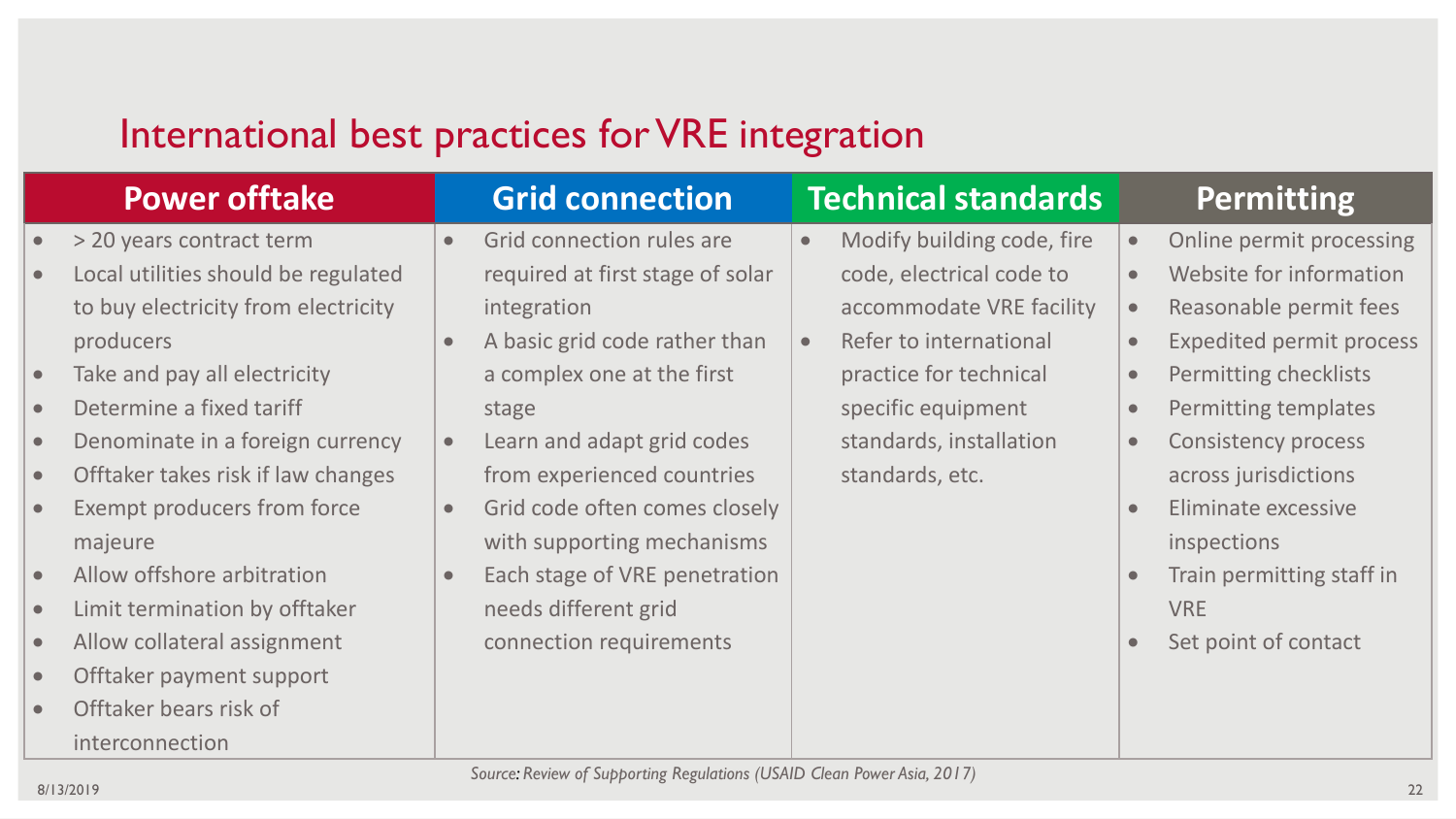# International best practices for VRE integration

| Power offtake | Grid connection | Technical standards | Permitting |
|---|---|---|---|
| • > 20 years contract term<br>• Local utilities should be regulated to buy electricity from electricity producers<br>• Take and pay all electricity<br>• Determine a fixed tariff<br>• Denominate in a foreign currency<br>• Offtaker takes risk if law changes<br>• Exempt producers from force majeure<br>• Allow offshore arbitration<br>• Limit termination by offtaker<br>• Allow collateral assignment<br>• Offtaker payment support<br>• Offtaker bears risk of interconnection | • Grid connection rules are required at first stage of solar integration<br>• A basic grid code rather than a complex one at the first stage<br>• Learn and adapt grid codes from experienced countries<br>• Grid code often comes closely with supporting mechanisms<br>• Each stage of VRE penetration needs different grid connection requirements | • Modify building code, fire code, electrical code to accommodate VRE facility<br>• Refer to international practice for technical specific equipment standards, installation standards, etc. | • Online permit processing<br>• Website for information<br>• Reasonable permit fees<br>• Expedited permit process<br>• Permitting checklists<br>• Permitting templates<br>• Consistency process across jurisdictions<br>• Eliminate excessive inspections<br>• Train permitting staff in VRE<br>• Set point of contact |

*Source: Review of Supporting Regulations (USAID Clean Power Asia, 2017)*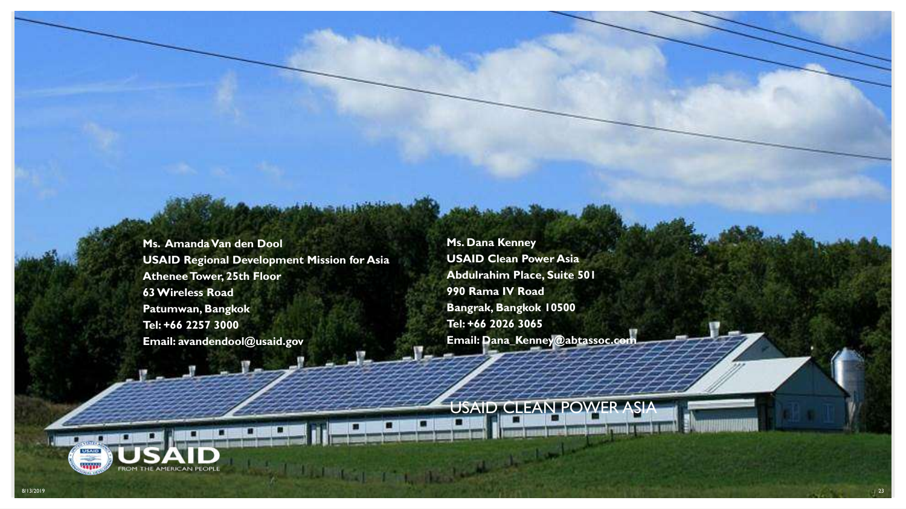**Ms. Amanda Van den Dool**
**USAID Regional Development Mission for Asia**
**Athenee Tower, 25th Floor**
**63 Wireless Road**
**Patumwan, Bangkok**
**Tel: +66 2257 3000**
**Email: avandendool@usaid.gov**

**Ms. Dana Kenney**
**USAID Clean Power Asia**
**Abdulrahim Place, Suite 501**
**990 Rama IV Road**
**Bangrak, Bangkok 10500**
**Tel: +66 2026 3065**
**Email: Dana_Kenney@abtassoc.com**

USAID CLEAN POWER ASIA

USAID FROM THE AMERICAN PEOPLE